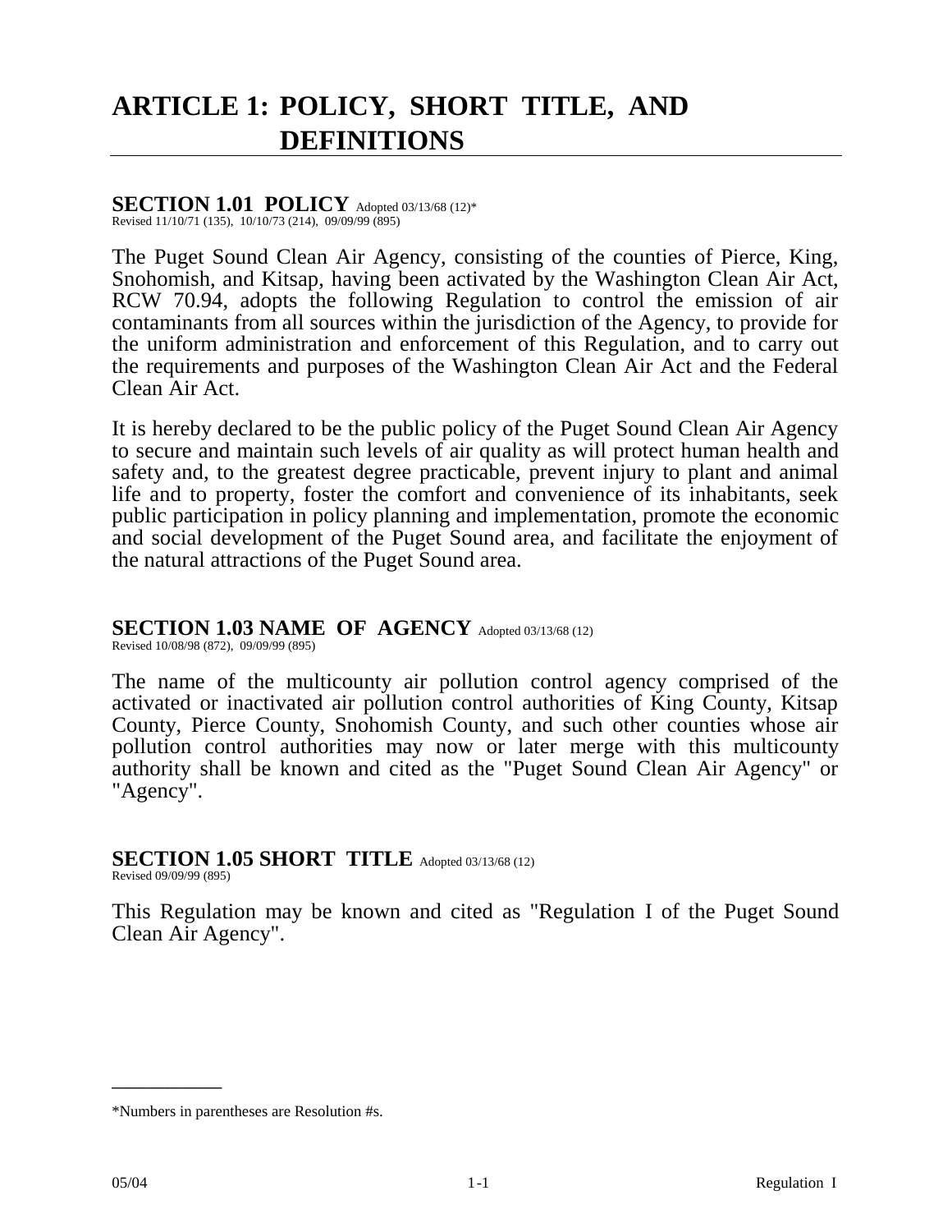# ARTICLE 1: POLICY, SHORT TITLE, AND DEFINITIONS

## SECTION 1.01 POLICY Adopted 03/13/68 (12)*

Revised 11/10/71 (135), 10/10/73 (214), 09/09/99 (895)

The Puget Sound Clean Air Agency, consisting of the counties of Pierce, King, Snohomish, and Kitsap, having been activated by the Washington Clean Air Act, RCW 70.94, adopts the following Regulation to control the emission of air contaminants from all sources within the jurisdiction of the Agency, to provide for the uniform administration and enforcement of this Regulation, and to carry out the requirements and purposes of the Washington Clean Air Act and the Federal Clean Air Act.

It is hereby declared to be the public policy of the Puget Sound Clean Air Agency to secure and maintain such levels of air quality as will protect human health and safety and, to the greatest degree practicable, prevent injury to plant and animal life and to property, foster the comfort and convenience of its inhabitants, seek public participation in policy planning and implementation, promote the economic and social development of the Puget Sound area, and facilitate the enjoyment of the natural attractions of the Puget Sound area.

## SECTION 1.03 NAME OF AGENCY Adopted 03/13/68 (12)

Revised 10/08/98 (872), 09/09/99 (895)

The name of the multicounty air pollution control agency comprised of the activated or inactivated air pollution control authorities of King County, Kitsap County, Pierce County, Snohomish County, and such other counties whose air pollution control authorities may now or later merge with this multicounty authority shall be known and cited as the "Puget Sound Clean Air Agency" or "Agency".

## SECTION 1.05 SHORT TITLE Adopted 03/13/68 (12)

Revised 09/09/99 (895)

This Regulation may be known and cited as "Regulation I of the Puget Sound Clean Air Agency".

---

*Numbers in parentheses are Resolution #s.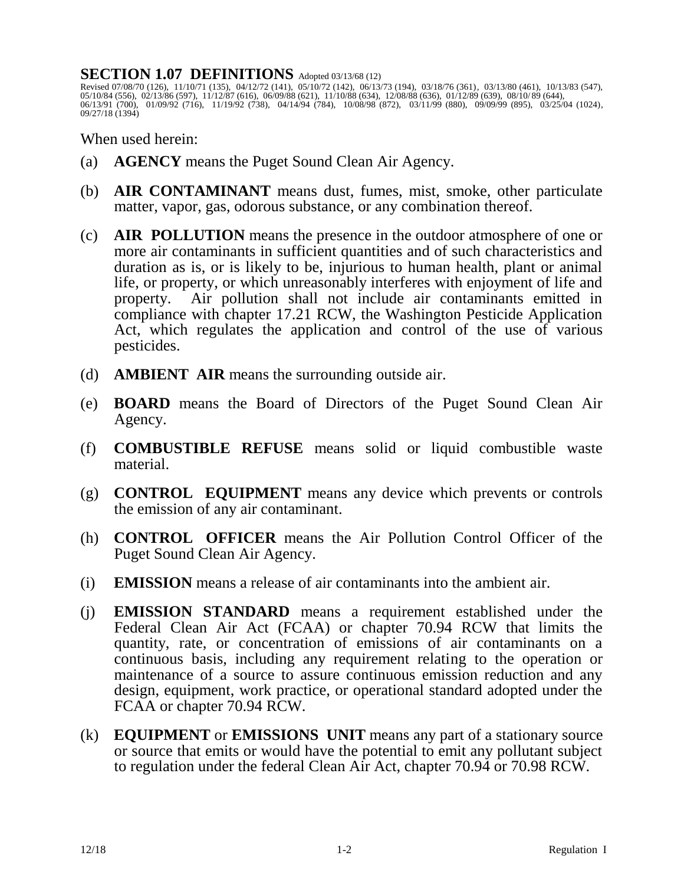## SECTION 1.07 DEFINITIONS

Adopted 03/13/68 (12)
Revised 07/08/70 (126), 11/10/71 (135), 04/12/72 (141), 05/10/72 (142), 06/13/73 (194), 03/18/76 (361), 03/13/80 (461), 10/13/83 (547), 05/10/84 (556), 02/13/86 (597), 11/12/87 (616), 06/09/88 (621), 11/10/88 (634), 12/08/88 (636), 01/12/89 (639), 08/10/89 (644), 06/13/91 (700), 01/09/92 (716), 11/19/92 (738), 04/14/94 (784), 10/08/98 (872), 03/11/99 (880), 09/09/99 (895), 03/25/04 (1024), 09/27/18 (1394)

When used herein:

(a) **AGENCY** means the Puget Sound Clean Air Agency.

(b) **AIR CONTAMINANT** means dust, fumes, mist, smoke, other particulate matter, vapor, gas, odorous substance, or any combination thereof.

(c) **AIR POLLUTION** means the presence in the outdoor atmosphere of one or more air contaminants in sufficient quantities and of such characteristics and duration as is, or is likely to be, injurious to human health, plant or animal life, or property, or which unreasonably interferes with enjoyment of life and property. Air pollution shall not include air contaminants emitted in compliance with chapter 17.21 RCW, the Washington Pesticide Application Act, which regulates the application and control of the use of various pesticides.

(d) **AMBIENT AIR** means the surrounding outside air.

(e) **BOARD** means the Board of Directors of the Puget Sound Clean Air Agency.

(f) **COMBUSTIBLE REFUSE** means solid or liquid combustible waste material.

(g) **CONTROL EQUIPMENT** means any device which prevents or controls the emission of any air contaminant.

(h) **CONTROL OFFICER** means the Air Pollution Control Officer of the Puget Sound Clean Air Agency.

(i) **EMISSION** means a release of air contaminants into the ambient air.

(j) **EMISSION STANDARD** means a requirement established under the Federal Clean Air Act (FCAA) or chapter 70.94 RCW that limits the quantity, rate, or concentration of emissions of air contaminants on a continuous basis, including any requirement relating to the operation or maintenance of a source to assure continuous emission reduction and any design, equipment, work practice, or operational standard adopted under the FCAA or chapter 70.94 RCW.

(k) **EQUIPMENT** or **EMISSIONS UNIT** means any part of a stationary source or source that emits or would have the potential to emit any pollutant subject to regulation under the federal Clean Air Act, chapter 70.94 or 70.98 RCW.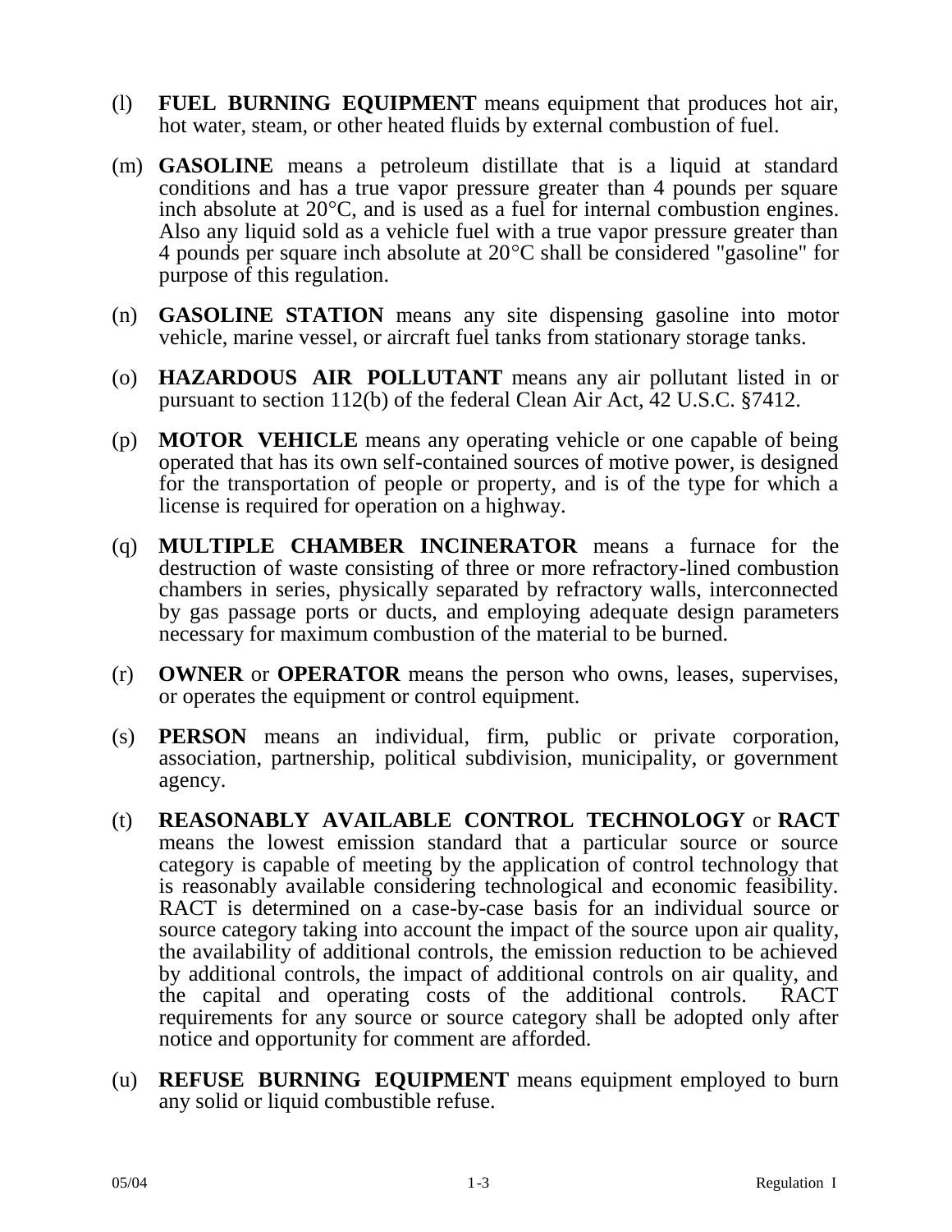(l) **FUEL BURNING EQUIPMENT** means equipment that produces hot air, hot water, steam, or other heated fluids by external combustion of fuel.

(m) **GASOLINE** means a petroleum distillate that is a liquid at standard conditions and has a true vapor pressure greater than 4 pounds per square inch absolute at 20°C, and is used as a fuel for internal combustion engines. Also any liquid sold as a vehicle fuel with a true vapor pressure greater than 4 pounds per square inch absolute at 20°C shall be considered "gasoline" for purpose of this regulation.

(n) **GASOLINE STATION** means any site dispensing gasoline into motor vehicle, marine vessel, or aircraft fuel tanks from stationary storage tanks.

(o) **HAZARDOUS AIR POLLUTANT** means any air pollutant listed in or pursuant to section 112(b) of the federal Clean Air Act, 42 U.S.C. §7412.

(p) **MOTOR VEHICLE** means any operating vehicle or one capable of being operated that has its own self-contained sources of motive power, is designed for the transportation of people or property, and is of the type for which a license is required for operation on a highway.

(q) **MULTIPLE CHAMBER INCINERATOR** means a furnace for the destruction of waste consisting of three or more refractory-lined combustion chambers in series, physically separated by refractory walls, interconnected by gas passage ports or ducts, and employing adequate design parameters necessary for maximum combustion of the material to be burned.

(r) **OWNER** or **OPERATOR** means the person who owns, leases, supervises, or operates the equipment or control equipment.

(s) **PERSON** means an individual, firm, public or private corporation, association, partnership, political subdivision, municipality, or government agency.

(t) **REASONABLY AVAILABLE CONTROL TECHNOLOGY** or **RACT** means the lowest emission standard that a particular source or source category is capable of meeting by the application of control technology that is reasonably available considering technological and economic feasibility. RACT is determined on a case-by-case basis for an individual source or source category taking into account the impact of the source upon air quality, the availability of additional controls, the emission reduction to be achieved by additional controls, the impact of additional controls on air quality, and the capital and operating costs of the additional controls. RACT requirements for any source or source category shall be adopted only after notice and opportunity for comment are afforded.

(u) **REFUSE BURNING EQUIPMENT** means equipment employed to burn any solid or liquid combustible refuse.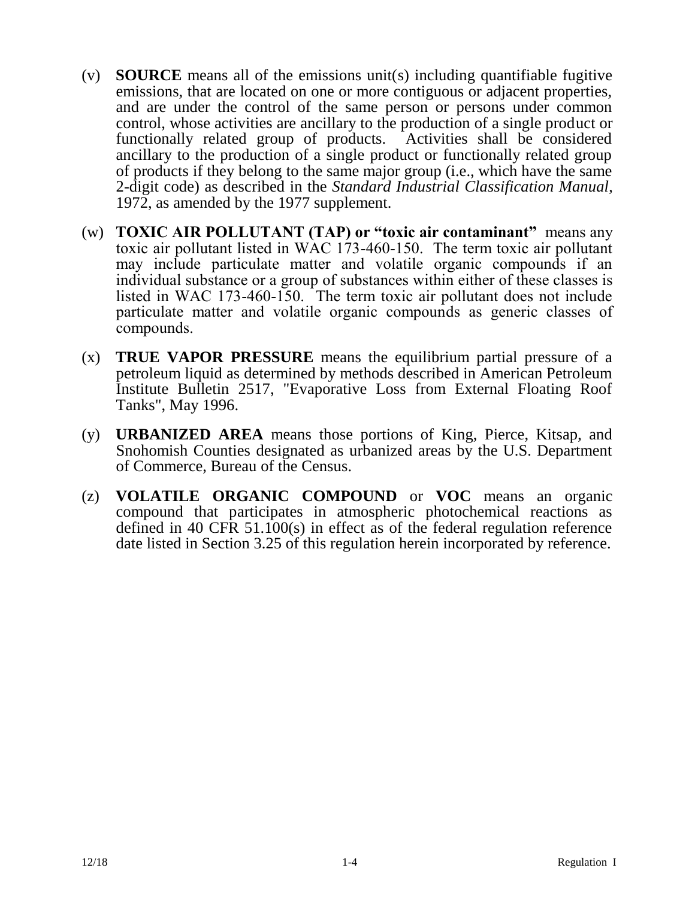(v) **SOURCE** means all of the emissions unit(s) including quantifiable fugitive emissions, that are located on one or more contiguous or adjacent properties, and are under the control of the same person or persons under common control, whose activities are ancillary to the production of a single product or functionally related group of products. Activities shall be considered ancillary to the production of a single product or functionally related group of products if they belong to the same major group (i.e., which have the same 2-digit code) as described in the *Standard Industrial Classification Manual*, 1972, as amended by the 1977 supplement.

(w) **TOXIC AIR POLLUTANT (TAP) or "toxic air contaminant"** means any toxic air pollutant listed in WAC 173-460-150. The term toxic air pollutant may include particulate matter and volatile organic compounds if an individual substance or a group of substances within either of these classes is listed in WAC 173-460-150. The term toxic air pollutant does not include particulate matter and volatile organic compounds as generic classes of compounds.

(x) **TRUE VAPOR PRESSURE** means the equilibrium partial pressure of a petroleum liquid as determined by methods described in American Petroleum Institute Bulletin 2517, "Evaporative Loss from External Floating Roof Tanks", May 1996.

(y) **URBANIZED AREA** means those portions of King, Pierce, Kitsap, and Snohomish Counties designated as urbanized areas by the U.S. Department of Commerce, Bureau of the Census.

(z) **VOLATILE ORGANIC COMPOUND** or **VOC** means an organic compound that participates in atmospheric photochemical reactions as defined in 40 CFR 51.100(s) in effect as of the federal regulation reference date listed in Section 3.25 of this regulation herein incorporated by reference.